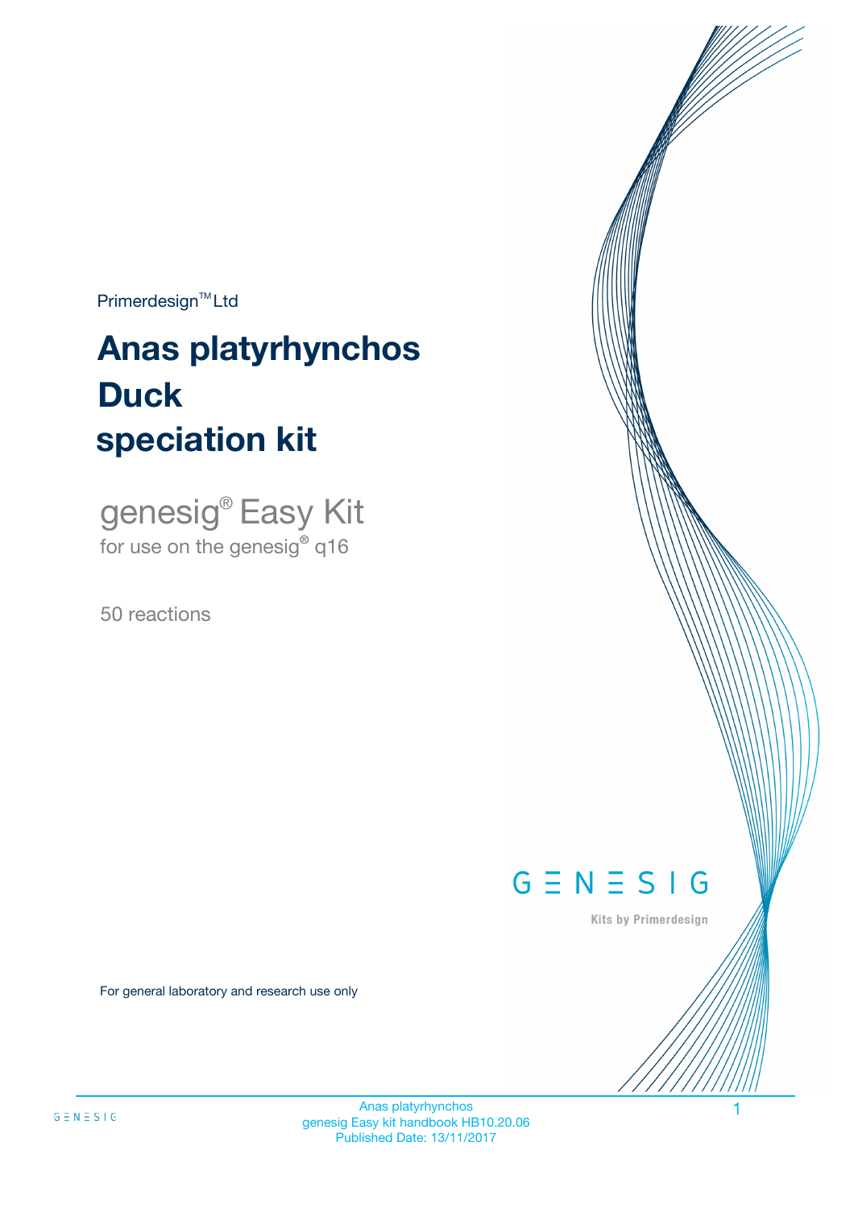Primerdesign™ Ltd

# Anas platyrhynchos Duck speciation kit

genesig® Easy Kit
for use on the genesig® q16

50 reactions

GENESIG
Kits by Primerdesign

For general laboratory and research use only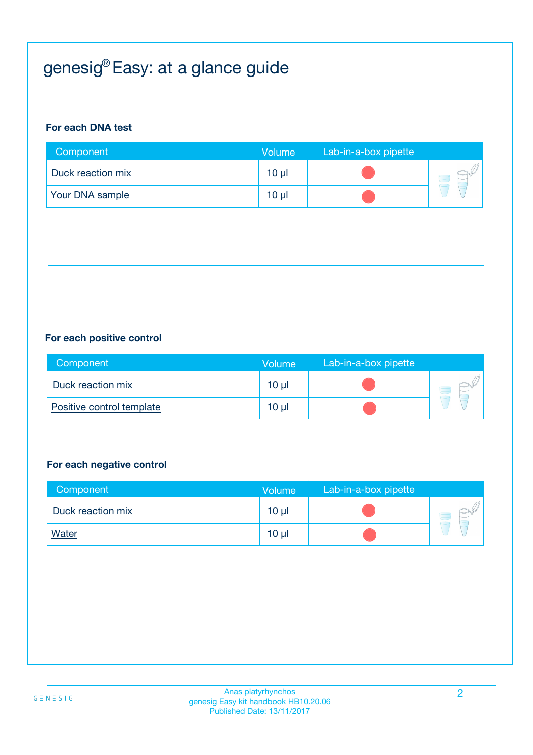# genesig® Easy: at a glance guide

**For each DNA test**

| Component | Volume | Lab-in-a-box pipette |
|---|---|---|
| Duck reaction mix | 10 µl | |
| Your DNA sample | 10 µl | |

**For each positive control**

| Component | Volume | Lab-in-a-box pipette |
|---|---|---|
| Duck reaction mix | 10 µl | |
| Positive control template | 10 µl | |

**For each negative control**

| Component | Volume | Lab-in-a-box pipette |
|---|---|---|
| Duck reaction mix | 10 µl | |
| Water | 10 µl | |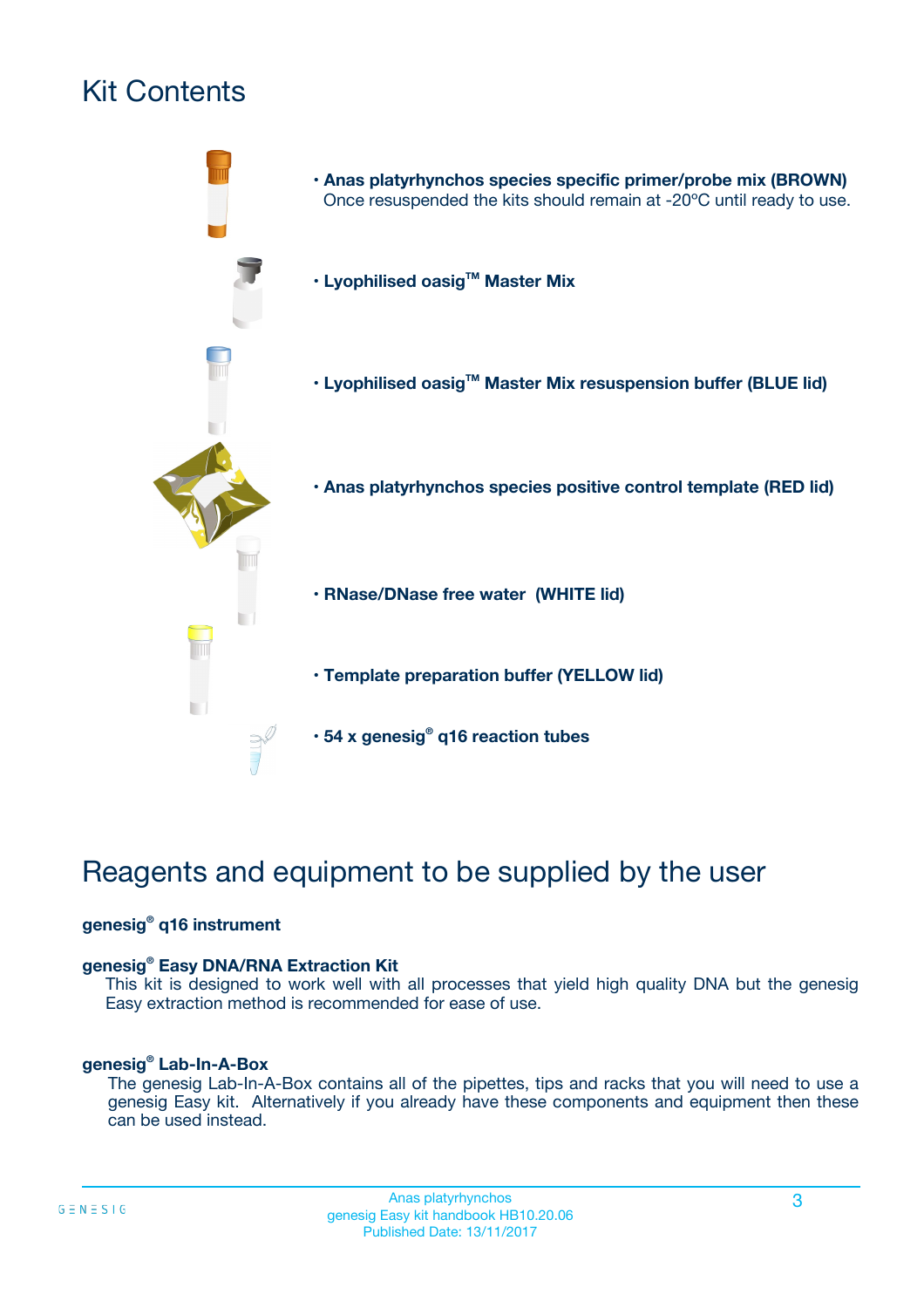# Kit Contents

- **Anas platyrhynchos species specific primer/probe mix (BROWN)**
  Once resuspended the kits should remain at -20ºC until ready to use.
- **Lyophilised oasig™ Master Mix**
- **Lyophilised oasig™ Master Mix resuspension buffer (BLUE lid)**
- **Anas platyrhynchos species positive control template (RED lid)**
- **RNase/DNase free water (WHITE lid)**
- **Template preparation buffer (YELLOW lid)**
- **54 x genesig® q16 reaction tubes**

# Reagents and equipment to be supplied by the user

**genesig® q16 instrument**

**genesig® Easy DNA/RNA Extraction Kit**
This kit is designed to work well with all processes that yield high quality DNA but the genesig Easy extraction method is recommended for ease of use.

**genesig® Lab-In-A-Box**
The genesig Lab-In-A-Box contains all of the pipettes, tips and racks that you will need to use a genesig Easy kit. Alternatively if you already have these components and equipment then these can be used instead.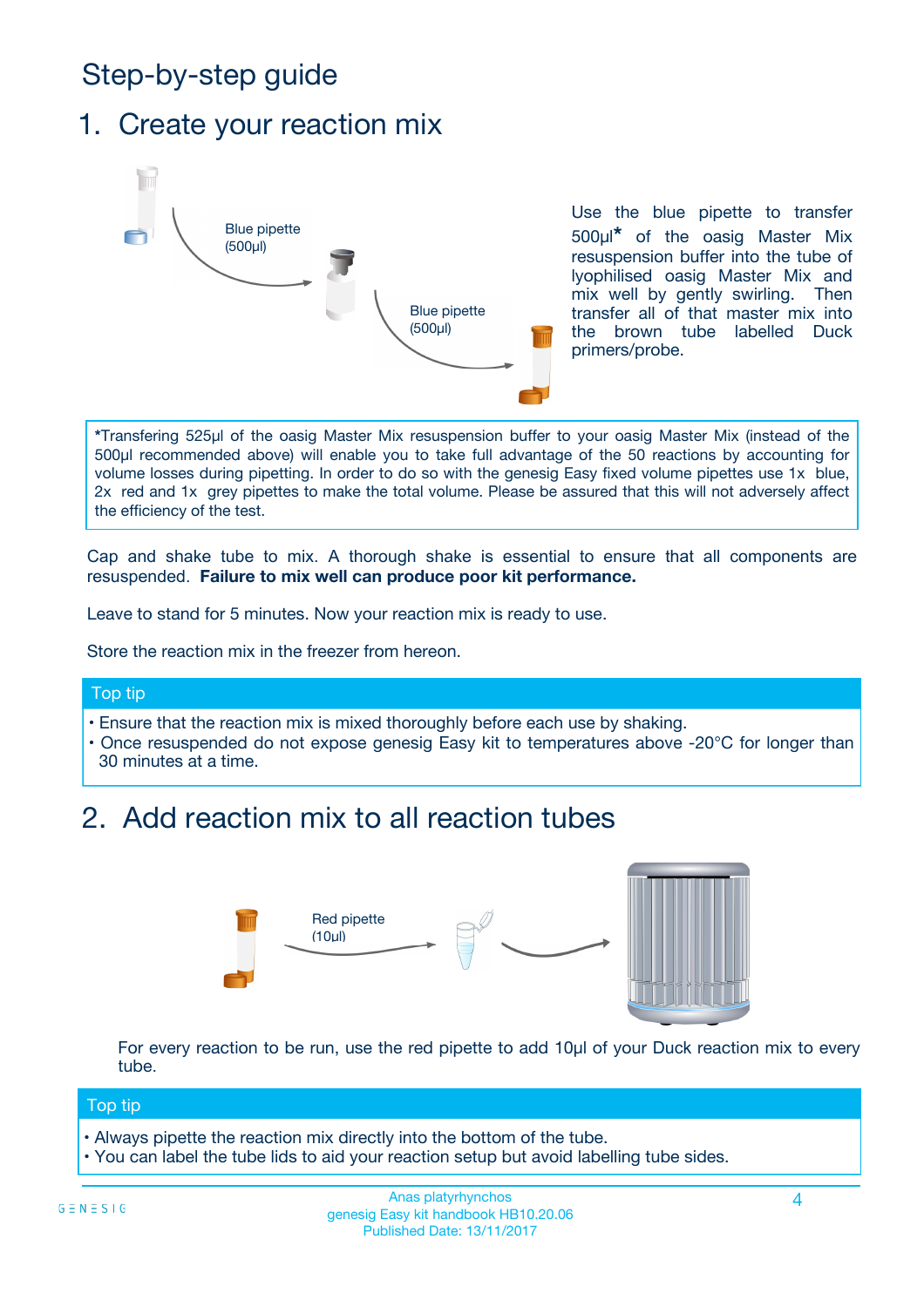# Step-by-step guide

## 1. Create your reaction mix

Blue pipette (500µl)

Blue pipette (500µl)

Use the blue pipette to transfer 500µl* of the oasig Master Mix resuspension buffer into the tube of lyophilised oasig Master Mix and mix well by gently swirling. Then transfer all of that master mix into the brown tube labelled Duck primers/probe.

*Transfering 525µl of the oasig Master Mix resuspension buffer to your oasig Master Mix (instead of the 500µl recommended above) will enable you to take full advantage of the 50 reactions by accounting for volume losses during pipetting. In order to do so with the genesig Easy fixed volume pipettes use 1x blue, 2x red and 1x grey pipettes to make the total volume. Please be assured that this will not adversely affect the efficiency of the test.

Cap and shake tube to mix. A thorough shake is essential to ensure that all components are resuspended. **Failure to mix well can produce poor kit performance.**

Leave to stand for 5 minutes. Now your reaction mix is ready to use.

Store the reaction mix in the freezer from hereon.

**Top tip**

- Ensure that the reaction mix is mixed thoroughly before each use by shaking.
- Once resuspended do not expose genesig Easy kit to temperatures above -20°C for longer than 30 minutes at a time.

## 2. Add reaction mix to all reaction tubes

Red pipette (10µl)

For every reaction to be run, use the red pipette to add 10µl of your Duck reaction mix to every tube.

**Top tip**

- Always pipette the reaction mix directly into the bottom of the tube.
- You can label the tube lids to aid your reaction setup but avoid labelling tube sides.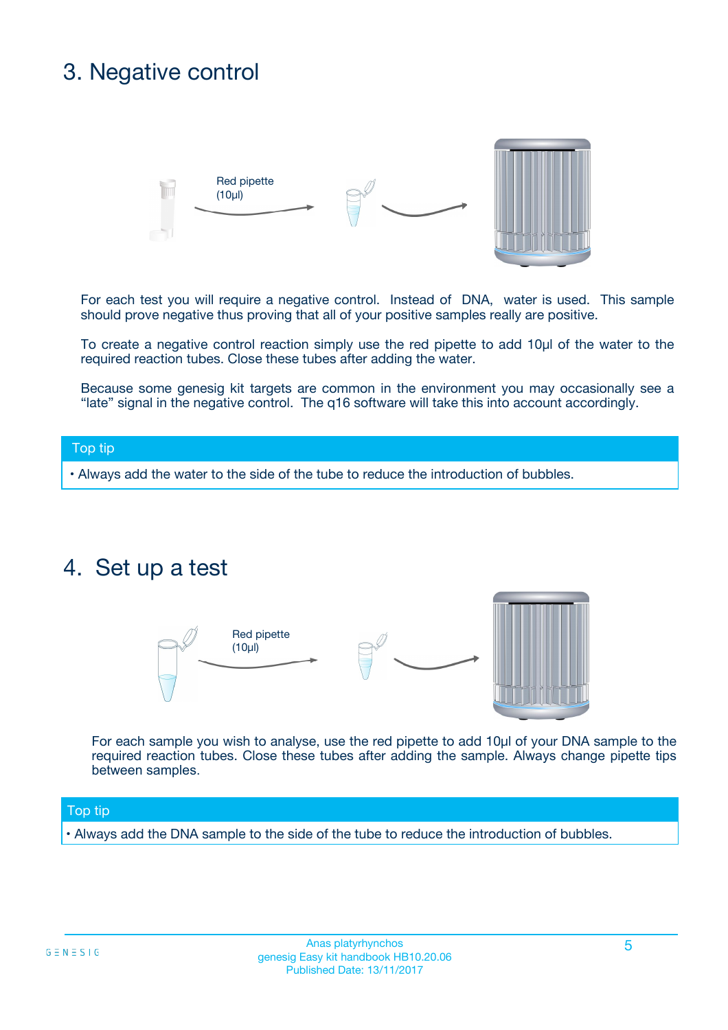# 3. Negative control

Red pipette (10µl)

For each test you will require a negative control. Instead of DNA, water is used. This sample should prove negative thus proving that all of your positive samples really are positive.

To create a negative control reaction simply use the red pipette to add 10µl of the water to the required reaction tubes. Close these tubes after adding the water.

Because some genesig kit targets are common in the environment you may occasionally see a "late" signal in the negative control. The q16 software will take this into account accordingly.

**Top tip**

- Always add the water to the side of the tube to reduce the introduction of bubbles.

# 4. Set up a test

Red pipette (10µl)

For each sample you wish to analyse, use the red pipette to add 10µl of your DNA sample to the required reaction tubes. Close these tubes after adding the sample. Always change pipette tips between samples.

**Top tip**

- Always add the DNA sample to the side of the tube to reduce the introduction of bubbles.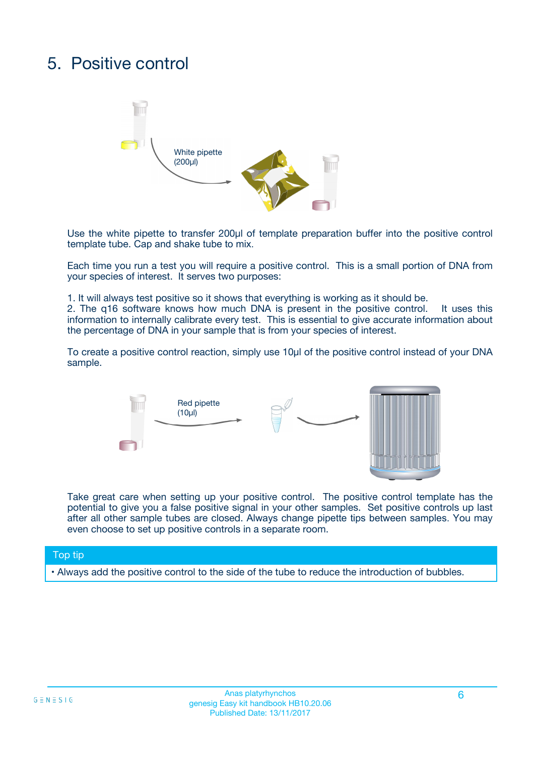# 5. Positive control

White pipette (200µl)

Use the white pipette to transfer 200µl of template preparation buffer into the positive control template tube. Cap and shake tube to mix.

Each time you run a test you will require a positive control. This is a small portion of DNA from your species of interest. It serves two purposes:

1. It will always test positive so it shows that everything is working as it should be.
2. The q16 software knows how much DNA is present in the positive control. It uses this information to internally calibrate every test. This is essential to give accurate information about the percentage of DNA in your sample that is from your species of interest.

To create a positive control reaction, simply use 10µl of the positive control instead of your DNA sample.

Red pipette (10µl)

Take great care when setting up your positive control. The positive control template has the potential to give you a false positive signal in your other samples. Set positive controls up last after all other sample tubes are closed. Always change pipette tips between samples. You may even choose to set up positive controls in a separate room.

**Top tip**

- Always add the positive control to the side of the tube to reduce the introduction of bubbles.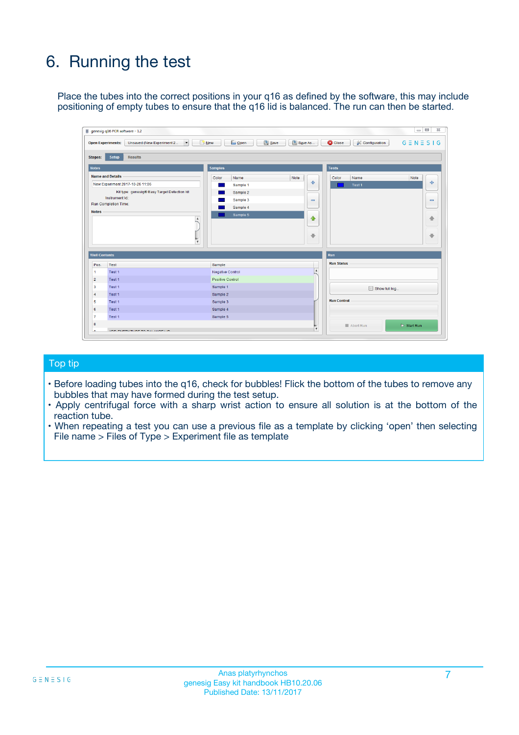# 6. Running the test

Place the tubes into the correct positions in your q16 as defined by the software, this may include positioning of empty tubes to ensure that the q16 lid is balanced. The run can then be started.

## Top tip

- Before loading tubes into the q16, check for bubbles! Flick the bottom of the tubes to remove any bubbles that may have formed during the test setup.
- Apply centrifugal force with a sharp wrist action to ensure all solution is at the bottom of the reaction tube.
- When repeating a test you can use a previous file as a template by clicking 'open' then selecting File name > Files of Type > Experiment file as template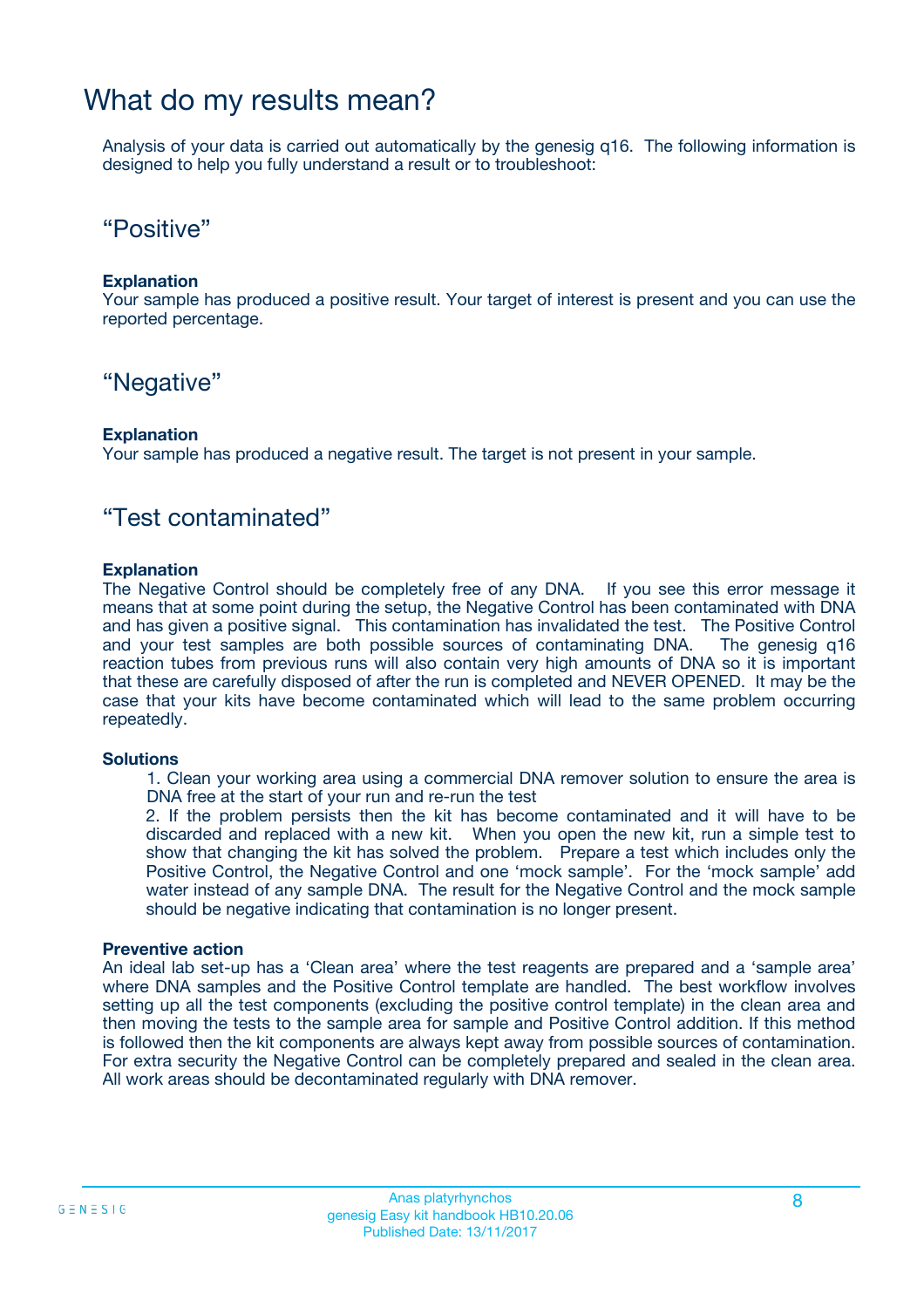# What do my results mean?

Analysis of your data is carried out automatically by the genesig q16. The following information is designed to help you fully understand a result or to troubleshoot:

## “Positive”

**Explanation**

Your sample has produced a positive result. Your target of interest is present and you can use the reported percentage.

## “Negative”

**Explanation**

Your sample has produced a negative result. The target is not present in your sample.

## “Test contaminated”

**Explanation**

The Negative Control should be completely free of any DNA. If you see this error message it means that at some point during the setup, the Negative Control has been contaminated with DNA and has given a positive signal. This contamination has invalidated the test. The Positive Control and your test samples are both possible sources of contaminating DNA. The genesig q16 reaction tubes from previous runs will also contain very high amounts of DNA so it is important that these are carefully disposed of after the run is completed and NEVER OPENED. It may be the case that your kits have become contaminated which will lead to the same problem occurring repeatedly.

**Solutions**

1. Clean your working area using a commercial DNA remover solution to ensure the area is DNA free at the start of your run and re-run the test
2. If the problem persists then the kit has become contaminated and it will have to be discarded and replaced with a new kit. When you open the new kit, run a simple test to show that changing the kit has solved the problem. Prepare a test which includes only the Positive Control, the Negative Control and one ‘mock sample’. For the ‘mock sample’ add water instead of any sample DNA. The result for the Negative Control and the mock sample should be negative indicating that contamination is no longer present.

**Preventive action**

An ideal lab set-up has a ‘Clean area’ where the test reagents are prepared and a ‘sample area’ where DNA samples and the Positive Control template are handled. The best workflow involves setting up all the test components (excluding the positive control template) in the clean area and then moving the tests to the sample area for sample and Positive Control addition. If this method is followed then the kit components are always kept away from possible sources of contamination. For extra security the Negative Control can be completely prepared and sealed in the clean area. All work areas should be decontaminated regularly with DNA remover.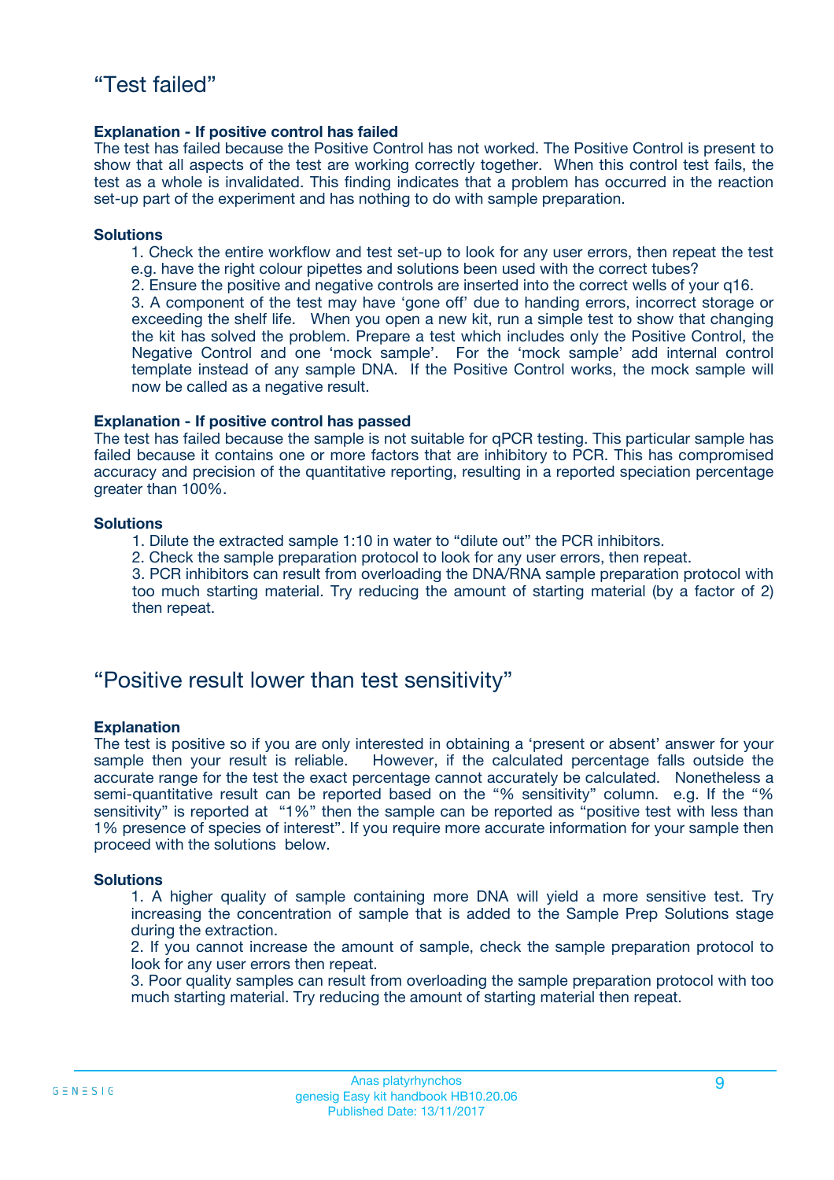# “Test failed”

**Explanation - If positive control has failed**

The test has failed because the Positive Control has not worked. The Positive Control is present to show that all aspects of the test are working correctly together. When this control test fails, the test as a whole is invalidated. This finding indicates that a problem has occurred in the reaction set-up part of the experiment and has nothing to do with sample preparation.

**Solutions**

1. Check the entire workflow and test set-up to look for any user errors, then repeat the test e.g. have the right colour pipettes and solutions been used with the correct tubes?
2. Ensure the positive and negative controls are inserted into the correct wells of your q16.
3. A component of the test may have ‘gone off’ due to handing errors, incorrect storage or exceeding the shelf life. When you open a new kit, run a simple test to show that changing the kit has solved the problem. Prepare a test which includes only the Positive Control, the Negative Control and one ‘mock sample’. For the ‘mock sample’ add internal control template instead of any sample DNA. If the Positive Control works, the mock sample will now be called as a negative result.

**Explanation - If positive control has passed**

The test has failed because the sample is not suitable for qPCR testing. This particular sample has failed because it contains one or more factors that are inhibitory to PCR. This has compromised accuracy and precision of the quantitative reporting, resulting in a reported speciation percentage greater than 100%.

**Solutions**

1. Dilute the extracted sample 1:10 in water to “dilute out” the PCR inhibitors.
2. Check the sample preparation protocol to look for any user errors, then repeat.
3. PCR inhibitors can result from overloading the DNA/RNA sample preparation protocol with too much starting material. Try reducing the amount of starting material (by a factor of 2) then repeat.

# “Positive result lower than test sensitivity”

**Explanation**

The test is positive so if you are only interested in obtaining a ‘present or absent’ answer for your sample then your result is reliable. However, if the calculated percentage falls outside the accurate range for the test the exact percentage cannot accurately be calculated. Nonetheless a semi-quantitative result can be reported based on the “% sensitivity” column. e.g. If the “% sensitivity” is reported at “1%” then the sample can be reported as “positive test with less than 1% presence of species of interest”. If you require more accurate information for your sample then proceed with the solutions below.

**Solutions**

1. A higher quality of sample containing more DNA will yield a more sensitive test. Try increasing the concentration of sample that is added to the Sample Prep Solutions stage during the extraction.
2. If you cannot increase the amount of sample, check the sample preparation protocol to look for any user errors then repeat.
3. Poor quality samples can result from overloading the sample preparation protocol with too much starting material. Try reducing the amount of starting material then repeat.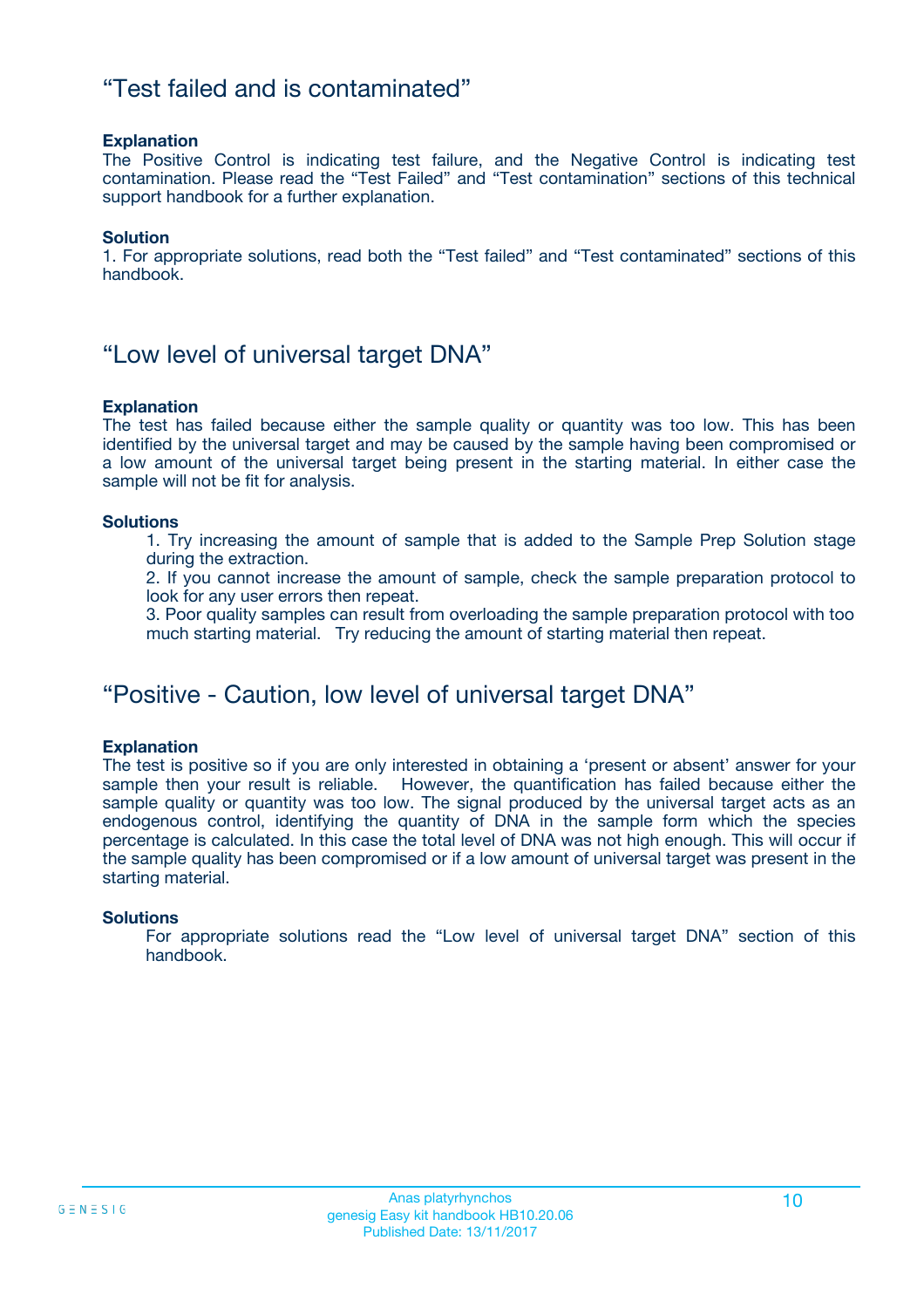## “Test failed and is contaminated”

**Explanation**
The Positive Control is indicating test failure, and the Negative Control is indicating test contamination. Please read the “Test Failed” and “Test contamination” sections of this technical support handbook for a further explanation.

**Solution**
1. For appropriate solutions, read both the “Test failed” and “Test contaminated” sections of this handbook.

## “Low level of universal target DNA”

**Explanation**
The test has failed because either the sample quality or quantity was too low. This has been identified by the universal target and may be caused by the sample having been compromised or a low amount of the universal target being present in the starting material. In either case the sample will not be fit for analysis.

**Solutions**

1. Try increasing the amount of sample that is added to the Sample Prep Solution stage during the extraction.
2. If you cannot increase the amount of sample, check the sample preparation protocol to look for any user errors then repeat.
3. Poor quality samples can result from overloading the sample preparation protocol with too much starting material. Try reducing the amount of starting material then repeat.

## “Positive - Caution, low level of universal target DNA”

**Explanation**
The test is positive so if you are only interested in obtaining a ‘present or absent’ answer for your sample then your result is reliable. However, the quantification has failed because either the sample quality or quantity was too low. The signal produced by the universal target acts as an endogenous control, identifying the quantity of DNA in the sample form which the species percentage is calculated. In this case the total level of DNA was not high enough. This will occur if the sample quality has been compromised or if a low amount of universal target was present in the starting material.

**Solutions**
For appropriate solutions read the “Low level of universal target DNA” section of this handbook.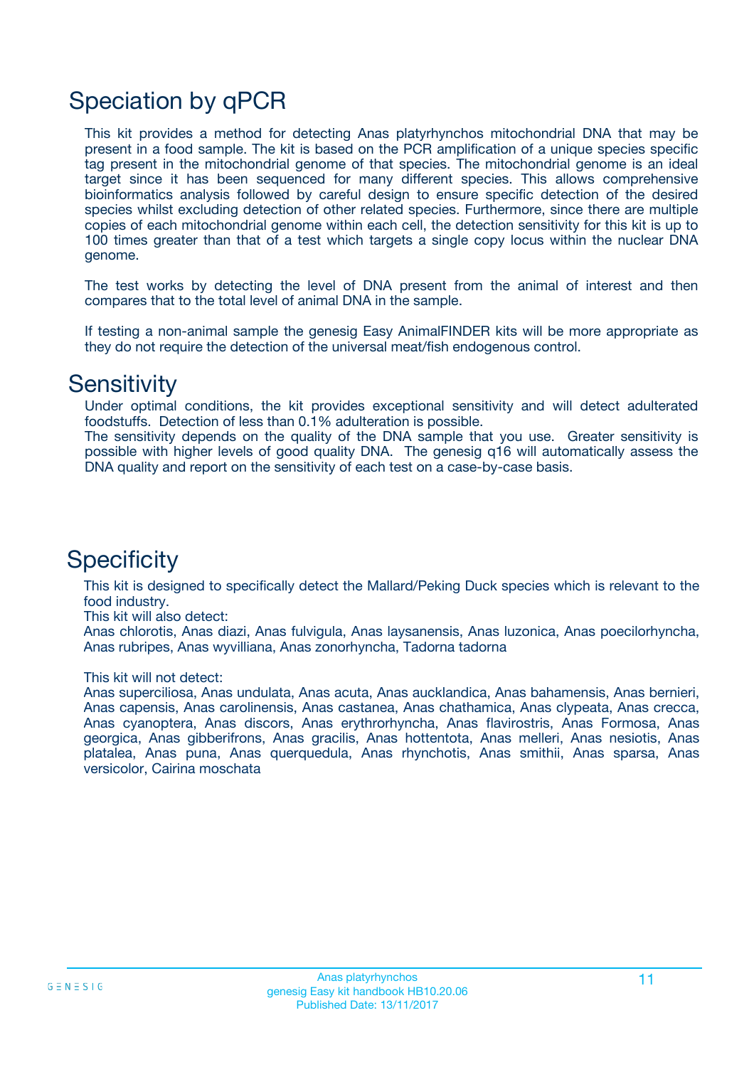# Speciation by qPCR

This kit provides a method for detecting Anas platyrhynchos mitochondrial DNA that may be present in a food sample. The kit is based on the PCR amplification of a unique species specific tag present in the mitochondrial genome of that species. The mitochondrial genome is an ideal target since it has been sequenced for many different species. This allows comprehensive bioinformatics analysis followed by careful design to ensure specific detection of the desired species whilst excluding detection of other related species. Furthermore, since there are multiple copies of each mitochondrial genome within each cell, the detection sensitivity for this kit is up to 100 times greater than that of a test which targets a single copy locus within the nuclear DNA genome.

The test works by detecting the level of DNA present from the animal of interest and then compares that to the total level of animal DNA in the sample.

If testing a non-animal sample the genesig Easy AnimalFINDER kits will be more appropriate as they do not require the detection of the universal meat/fish endogenous control.

# Sensitivity

Under optimal conditions, the kit provides exceptional sensitivity and will detect adulterated foodstuffs. Detection of less than 0.1% adulteration is possible.
The sensitivity depends on the quality of the DNA sample that you use. Greater sensitivity is possible with higher levels of good quality DNA. The genesig q16 will automatically assess the DNA quality and report on the sensitivity of each test on a case-by-case basis.

# Specificity

This kit is designed to specifically detect the Mallard/Peking Duck species which is relevant to the food industry.
This kit will also detect:
Anas chlorotis, Anas diazi, Anas fulvigula, Anas laysanensis, Anas luzonica, Anas poecilorhyncha, Anas rubripes, Anas wyvilliana, Anas zonorhyncha, Tadorna tadorna

This kit will not detect:
Anas superciliosa, Anas undulata, Anas acuta, Anas aucklandica, Anas bahamensis, Anas bernieri, Anas capensis, Anas carolinensis, Anas castanea, Anas chathamica, Anas clypeata, Anas crecca, Anas cyanoptera, Anas discors, Anas erythrorhyncha, Anas flavirostris, Anas Formosa, Anas georgica, Anas gibberifrons, Anas gracilis, Anas hottentota, Anas melleri, Anas nesiotis, Anas platalea, Anas puna, Anas querquedula, Anas rhynchotis, Anas smithii, Anas sparsa, Anas versicolor, Cairina moschata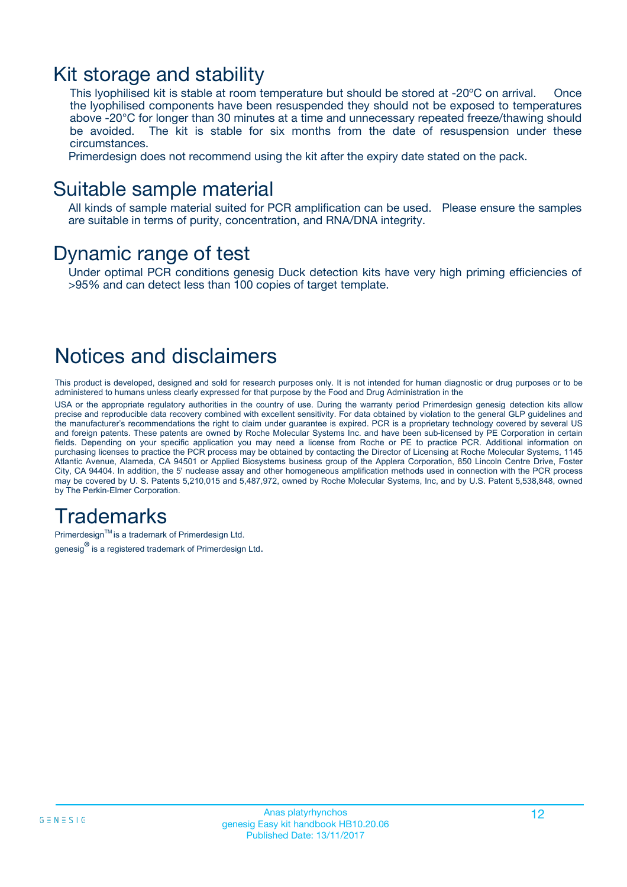## Kit storage and stability

This lyophilised kit is stable at room temperature but should be stored at -20ºC on arrival. Once the lyophilised components have been resuspended they should not be exposed to temperatures above -20°C for longer than 30 minutes at a time and unnecessary repeated freeze/thawing should be avoided. The kit is stable for six months from the date of resuspension under these circumstances.

Primerdesign does not recommend using the kit after the expiry date stated on the pack.

## Suitable sample material

All kinds of sample material suited for PCR amplification can be used. Please ensure the samples are suitable in terms of purity, concentration, and RNA/DNA integrity.

## Dynamic range of test

Under optimal PCR conditions genesig Duck detection kits have very high priming efficiencies of >95% and can detect less than 100 copies of target template.

# Notices and disclaimers

This product is developed, designed and sold for research purposes only. It is not intended for human diagnostic or drug purposes or to be administered to humans unless clearly expressed for that purpose by the Food and Drug Administration in the

USA or the appropriate regulatory authorities in the country of use. During the warranty period Primerdesign genesig detection kits allow precise and reproducible data recovery combined with excellent sensitivity. For data obtained by violation to the general GLP guidelines and the manufacturer's recommendations the right to claim under guarantee is expired. PCR is a proprietary technology covered by several US and foreign patents. These patents are owned by Roche Molecular Systems Inc. and have been sub-licensed by PE Corporation in certain fields. Depending on your specific application you may need a license from Roche or PE to practice PCR. Additional information on purchasing licenses to practice the PCR process may be obtained by contacting the Director of Licensing at Roche Molecular Systems, 1145 Atlantic Avenue, Alameda, CA 94501 or Applied Biosystems business group of the Applera Corporation, 850 Lincoln Centre Drive, Foster City, CA 94404. In addition, the 5' nuclease assay and other homogeneous amplification methods used in connection with the PCR process may be covered by U. S. Patents 5,210,015 and 5,487,972, owned by Roche Molecular Systems, Inc, and by U.S. Patent 5,538,848, owned by The Perkin-Elmer Corporation.

# Trademarks

Primerdesign™ is a trademark of Primerdesign Ltd.

genesig® is a registered trademark of Primerdesign Ltd.